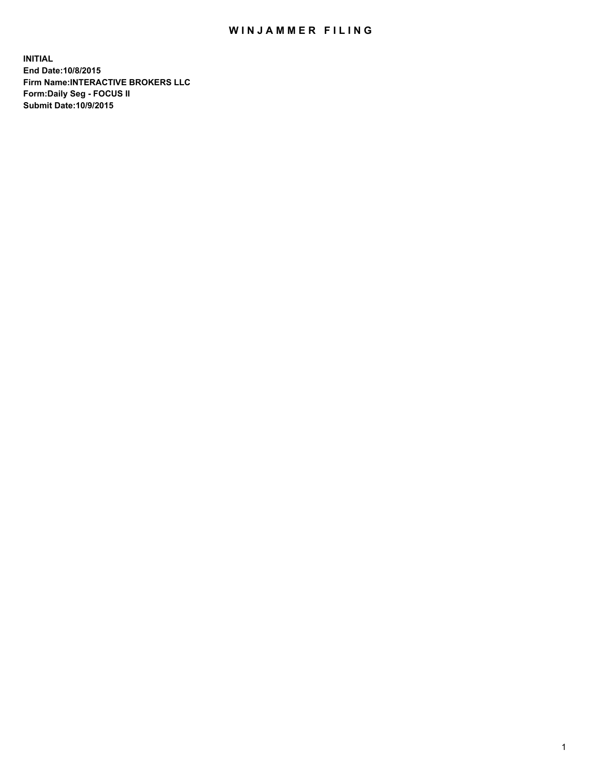# WINJAMMER FILING

**INITIAL**
**End Date:10/8/2015**
**Firm Name:INTERACTIVE BROKERS LLC**
**Form:Daily Seg - FOCUS II**
**Submit Date:10/9/2015**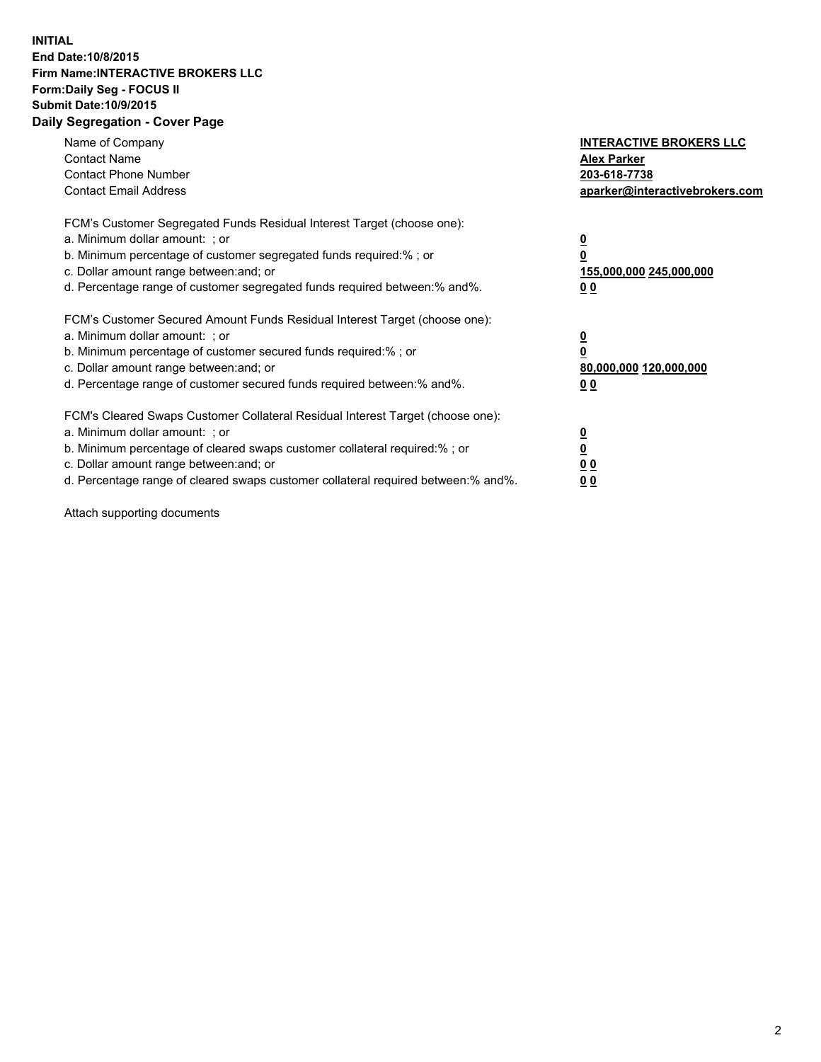**INITIAL**
**End Date:10/8/2015**
**Firm Name:INTERACTIVE BROKERS LLC**
**Form:Daily Seg - FOCUS II**
**Submit Date:10/9/2015**
**Daily Segregation - Cover Page**

| | |
|---|---|
| Name of Company | **INTERACTIVE BROKERS LLC** |
| Contact Name | **Alex Parker** |
| Contact Phone Number | **203-618-7738** |
| Contact Email Address | **aparker@interactivebrokers.com** |
| | |
| FCM's Customer Segregated Funds Residual Interest Target (choose one): | |
| a. Minimum dollar amount: ; or | **0** |
| b. Minimum percentage of customer segregated funds required:% ; or | **0** |
| c. Dollar amount range between:and; or | **155,000,000 245,000,000** |
| d. Percentage range of customer segregated funds required between:% and%. | **0 0** |
| | |
| FCM's Customer Secured Amount Funds Residual Interest Target (choose one): | |
| a. Minimum dollar amount: ; or | **0** |
| b. Minimum percentage of customer secured funds required:% ; or | **0** |
| c. Dollar amount range between:and; or | **80,000,000 120,000,000** |
| d. Percentage range of customer secured funds required between:% and%. | **0 0** |
| | |
| FCM's Cleared Swaps Customer Collateral Residual Interest Target (choose one): | |
| a. Minimum dollar amount: ; or | **0** |
| b. Minimum percentage of cleared swaps customer collateral required:% ; or | **0** |
| c. Dollar amount range between:and; or | **0 0** |
| d. Percentage range of cleared swaps customer collateral required between:% and%. | **0 0** |

Attach supporting documents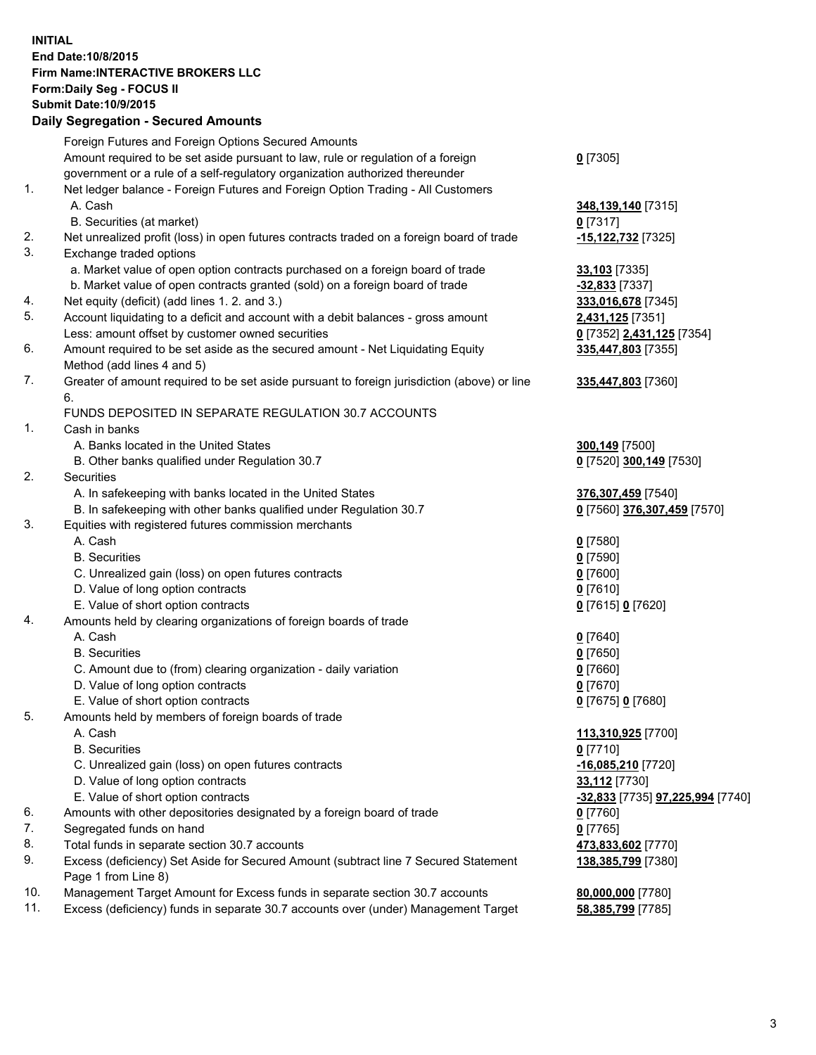**INITIAL**
**End Date:10/8/2015**
**Firm Name:INTERACTIVE BROKERS LLC**
**Form:Daily Seg - FOCUS II**
**Submit Date:10/9/2015**

### Daily Segregation - Secured Amounts

| | | |
|---|---|---|
| | Foreign Futures and Foreign Options Secured Amounts | |
| | Amount required to be set aside pursuant to law, rule or regulation of a foreign government or a rule of a self-regulatory organization authorized thereunder | **0** [7305] |
| 1. | Net ledger balance - Foreign Futures and Foreign Option Trading - All Customers | |
| | A. Cash | **348,139,140** [7315] |
| | B. Securities (at market) | **0** [7317] |
| 2. | Net unrealized profit (loss) in open futures contracts traded on a foreign board of trade | **-15,122,732** [7325] |
| 3. | Exchange traded options | |
| | a. Market value of open option contracts purchased on a foreign board of trade | **33,103** [7335] |
| | b. Market value of open contracts granted (sold) on a foreign board of trade | **-32,833** [7337] |
| 4. | Net equity (deficit) (add lines 1. 2. and 3.) | **333,016,678** [7345] |
| 5. | Account liquidating to a deficit and account with a debit balances - gross amount | **2,431,125** [7351] |
| | Less: amount offset by customer owned securities | **0** [7352] **2,431,125** [7354] |
| 6. | Amount required to be set aside as the secured amount - Net Liquidating Equity Method (add lines 4 and 5) | **335,447,803** [7355] |
| 7. | Greater of amount required to be set aside pursuant to foreign jurisdiction (above) or line 6. | **335,447,803** [7360] |
| | FUNDS DEPOSITED IN SEPARATE REGULATION 30.7 ACCOUNTS | |
| 1. | Cash in banks | |
| | A. Banks located in the United States | **300,149** [7500] |
| | B. Other banks qualified under Regulation 30.7 | **0** [7520] **300,149** [7530] |
| 2. | Securities | |
| | A. In safekeeping with banks located in the United States | **376,307,459** [7540] |
| | B. In safekeeping with other banks qualified under Regulation 30.7 | **0** [7560] **376,307,459** [7570] |
| 3. | Equities with registered futures commission merchants | |
| | A. Cash | **0** [7580] |
| | B. Securities | **0** [7590] |
| | C. Unrealized gain (loss) on open futures contracts | **0** [7600] |
| | D. Value of long option contracts | **0** [7610] |
| | E. Value of short option contracts | **0** [7615] **0** [7620] |
| 4. | Amounts held by clearing organizations of foreign boards of trade | |
| | A. Cash | **0** [7640] |
| | B. Securities | **0** [7650] |
| | C. Amount due to (from) clearing organization - daily variation | **0** [7660] |
| | D. Value of long option contracts | **0** [7670] |
| | E. Value of short option contracts | **0** [7675] **0** [7680] |
| 5. | Amounts held by members of foreign boards of trade | |
| | A. Cash | **113,310,925** [7700] |
| | B. Securities | **0** [7710] |
| | C. Unrealized gain (loss) on open futures contracts | **-16,085,210** [7720] |
| | D. Value of long option contracts | **33,112** [7730] |
| | E. Value of short option contracts | **-32,833** [7735] **97,225,994** [7740] |
| 6. | Amounts with other depositories designated by a foreign board of trade | **0** [7760] |
| 7. | Segregated funds on hand | **0** [7765] |
| 8. | Total funds in separate section 30.7 accounts | **473,833,602** [7770] |
| 9. | Excess (deficiency) Set Aside for Secured Amount (subtract line 7 Secured Statement Page 1 from Line 8) | **138,385,799** [7380] |
| 10. | Management Target Amount for Excess funds in separate section 30.7 accounts | **80,000,000** [7780] |
| 11. | Excess (deficiency) funds in separate 30.7 accounts over (under) Management Target | **58,385,799** [7785] |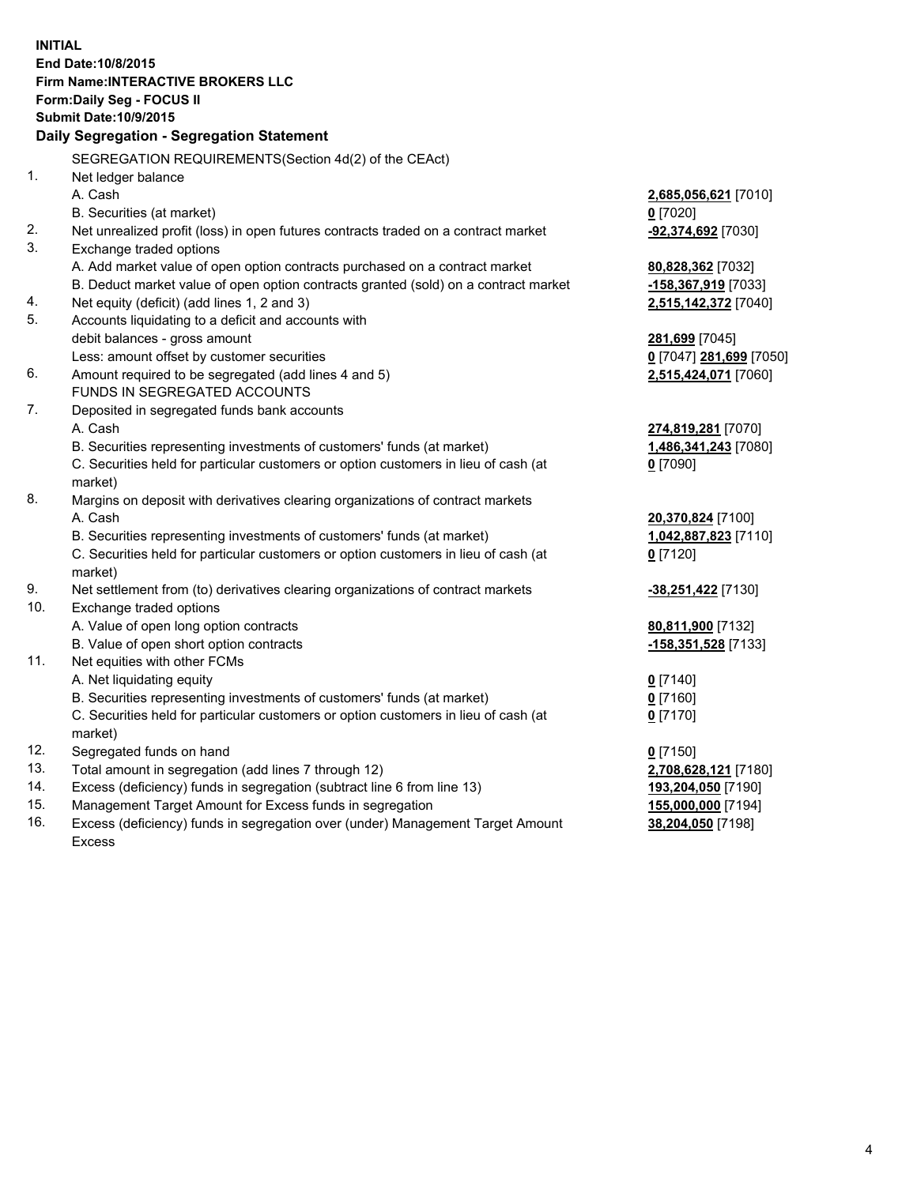**INITIAL**
**End Date:10/8/2015**
**Firm Name:INTERACTIVE BROKERS LLC**
**Form:Daily Seg - FOCUS II**
**Submit Date:10/9/2015**

## Daily Segregation - Segregation Statement

SEGREGATION REQUIREMENTS(Section 4d(2) of the CEAct)

| | | |
|---|---|---|
| 1. | Net ledger balance | |
| | A. Cash | **2,685,056,621** [7010] |
| | B. Securities (at market) | **0** [7020] |
| 2. | Net unrealized profit (loss) in open futures contracts traded on a contract market | **-92,374,692** [7030] |
| 3. | Exchange traded options | |
| | A. Add market value of open option contracts purchased on a contract market | **80,828,362** [7032] |
| | B. Deduct market value of open option contracts granted (sold) on a contract market | **-158,367,919** [7033] |
| 4. | Net equity (deficit) (add lines 1, 2 and 3) | **2,515,142,372** [7040] |
| 5. | Accounts liquidating to a deficit and accounts with | |
| | debit balances - gross amount | **281,699** [7045] |
| | Less: amount offset by customer securities | **0** [7047] **281,699** [7050] |
| 6. | Amount required to be segregated (add lines 4 and 5) | **2,515,424,071** [7060] |
| | FUNDS IN SEGREGATED ACCOUNTS | |
| 7. | Deposited in segregated funds bank accounts | |
| | A. Cash | **274,819,281** [7070] |
| | B. Securities representing investments of customers' funds (at market) | **1,486,341,243** [7080] |
| | C. Securities held for particular customers or option customers in lieu of cash (at market) | **0** [7090] |
| 8. | Margins on deposit with derivatives clearing organizations of contract markets | |
| | A. Cash | **20,370,824** [7100] |
| | B. Securities representing investments of customers' funds (at market) | **1,042,887,823** [7110] |
| | C. Securities held for particular customers or option customers in lieu of cash (at market) | **0** [7120] |
| 9. | Net settlement from (to) derivatives clearing organizations of contract markets | **-38,251,422** [7130] |
| 10. | Exchange traded options | |
| | A. Value of open long option contracts | **80,811,900** [7132] |
| | B. Value of open short option contracts | **-158,351,528** [7133] |
| 11. | Net equities with other FCMs | |
| | A. Net liquidating equity | **0** [7140] |
| | B. Securities representing investments of customers' funds (at market) | **0** [7160] |
| | C. Securities held for particular customers or option customers in lieu of cash (at market) | **0** [7170] |
| 12. | Segregated funds on hand | **0** [7150] |
| 13. | Total amount in segregation (add lines 7 through 12) | **2,708,628,121** [7180] |
| 14. | Excess (deficiency) funds in segregation (subtract line 6 from line 13) | **193,204,050** [7190] |
| 15. | Management Target Amount for Excess funds in segregation | **155,000,000** [7194] |
| 16. | Excess (deficiency) funds in segregation over (under) Management Target Amount Excess | **38,204,050** [7198] |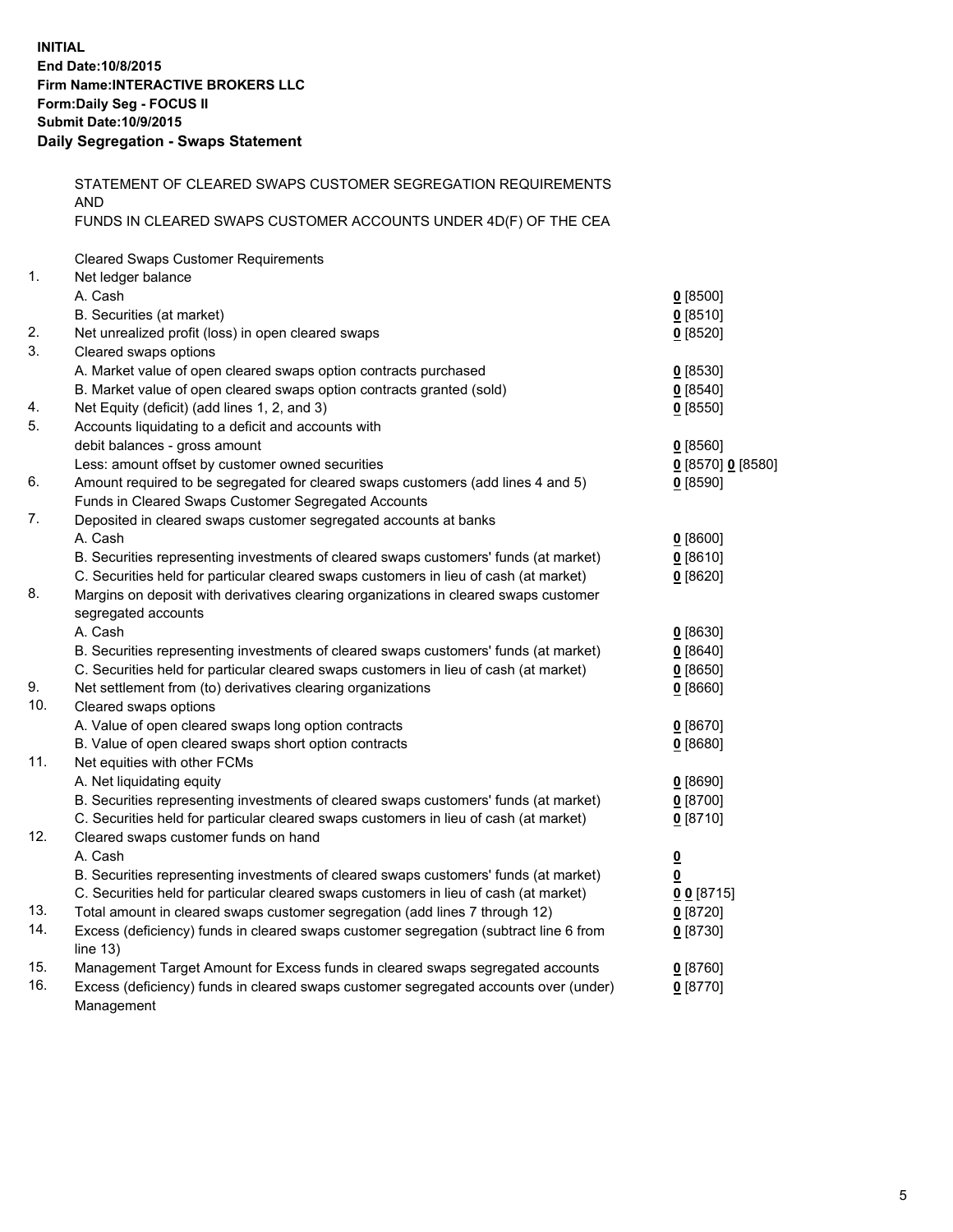**INITIAL**
**End Date:10/8/2015**
**Firm Name:INTERACTIVE BROKERS LLC**
**Form:Daily Seg - FOCUS II**
**Submit Date:10/9/2015**
**Daily Segregation - Swaps Statement**

STATEMENT OF CLEARED SWAPS CUSTOMER SEGREGATION REQUIREMENTS AND FUNDS IN CLEARED SWAPS CUSTOMER ACCOUNTS UNDER 4D(F) OF THE CEA

| | | |
|---|---|---|
| | Cleared Swaps Customer Requirements | |
| 1. | Net ledger balance | |
| | A. Cash | 0 [8500] |
| | B. Securities (at market) | 0 [8510] |
| 2. | Net unrealized profit (loss) in open cleared swaps | 0 [8520] |
| 3. | Cleared swaps options | |
| | A. Market value of open cleared swaps option contracts purchased | 0 [8530] |
| | B. Market value of open cleared swaps option contracts granted (sold) | 0 [8540] |
| 4. | Net Equity (deficit) (add lines 1, 2, and 3) | 0 [8550] |
| 5. | Accounts liquidating to a deficit and accounts with debit balances - gross amount | 0 [8560] |
| | Less: amount offset by customer owned securities | 0 [8570] 0 [8580] |
| 6. | Amount required to be segregated for cleared swaps customers (add lines 4 and 5) | 0 [8590] |
| | Funds in Cleared Swaps Customer Segregated Accounts | |
| 7. | Deposited in cleared swaps customer segregated accounts at banks | |
| | A. Cash | 0 [8600] |
| | B. Securities representing investments of cleared swaps customers' funds (at market) | 0 [8610] |
| | C. Securities held for particular cleared swaps customers in lieu of cash (at market) | 0 [8620] |
| 8. | Margins on deposit with derivatives clearing organizations in cleared swaps customer segregated accounts | |
| | A. Cash | 0 [8630] |
| | B. Securities representing investments of cleared swaps customers' funds (at market) | 0 [8640] |
| | C. Securities held for particular cleared swaps customers in lieu of cash (at market) | 0 [8650] |
| 9. | Net settlement from (to) derivatives clearing organizations | 0 [8660] |
| 10. | Cleared swaps options | |
| | A. Value of open cleared swaps long option contracts | 0 [8670] |
| | B. Value of open cleared swaps short option contracts | 0 [8680] |
| 11. | Net equities with other FCMs | |
| | A. Net liquidating equity | 0 [8690] |
| | B. Securities representing investments of cleared swaps customers' funds (at market) | 0 [8700] |
| | C. Securities held for particular cleared swaps customers in lieu of cash (at market) | 0 [8710] |
| 12. | Cleared swaps customer funds on hand | |
| | A. Cash | 0 |
| | B. Securities representing investments of cleared swaps customers' funds (at market) | 0 |
| | C. Securities held for particular cleared swaps customers in lieu of cash (at market) | 0 0 [8715] |
| 13. | Total amount in cleared swaps customer segregation (add lines 7 through 12) | 0 [8720] |
| 14. | Excess (deficiency) funds in cleared swaps customer segregation (subtract line 6 from line 13) | 0 [8730] |
| 15. | Management Target Amount for Excess funds in cleared swaps segregated accounts | 0 [8760] |
| 16. | Excess (deficiency) funds in cleared swaps customer segregated accounts over (under) Management | 0 [8770] |